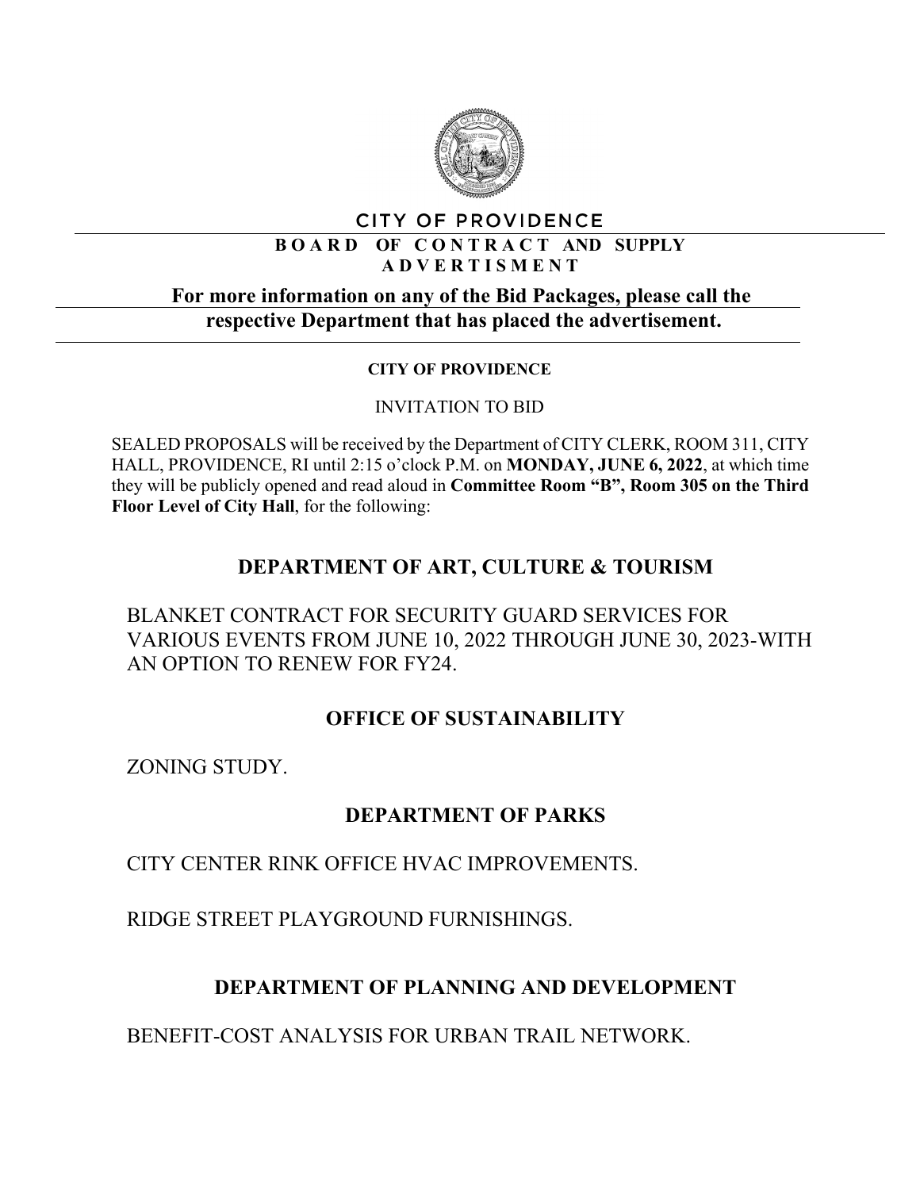# CITY OF PROVIDENCE

**BOARD OF CONTRACT AND SUPPLY ADVERTISMENT**

**For more information on any of the Bid Packages, please call the respective Department that has placed the advertisement.**

**CITY OF PROVIDENCE**

INVITATION TO BID

SEALED PROPOSALS will be received by the Department of CITY CLERK, ROOM 311, CITY HALL, PROVIDENCE, RI until 2:15 o'clock P.M. on **MONDAY, JUNE 6, 2022**, at which time they will be publicly opened and read aloud in **Committee Room "B", Room 305 on the Third Floor Level of City Hall**, for the following:

## DEPARTMENT OF ART, CULTURE & TOURISM

BLANKET CONTRACT FOR SECURITY GUARD SERVICES FOR VARIOUS EVENTS FROM JUNE 10, 2022 THROUGH JUNE 30, 2023-WITH AN OPTION TO RENEW FOR FY24.

## OFFICE OF SUSTAINABILITY

ZONING STUDY.

## DEPARTMENT OF PARKS

CITY CENTER RINK OFFICE HVAC IMPROVEMENTS.

RIDGE STREET PLAYGROUND FURNISHINGS.

## DEPARTMENT OF PLANNING AND DEVELOPMENT

BENEFIT-COST ANALYSIS FOR URBAN TRAIL NETWORK.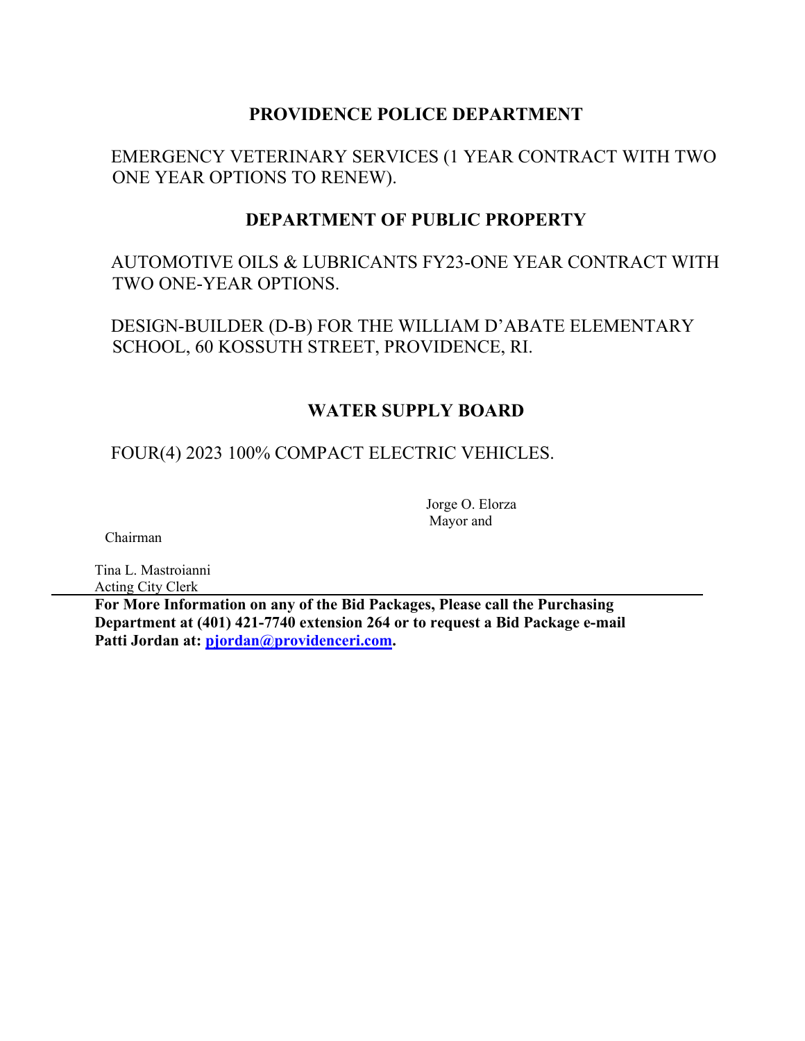## PROVIDENCE POLICE DEPARTMENT

EMERGENCY VETERINARY SERVICES (1 YEAR CONTRACT WITH TWO ONE YEAR OPTIONS TO RENEW).

## DEPARTMENT OF PUBLIC PROPERTY

AUTOMOTIVE OILS & LUBRICANTS FY23-ONE YEAR CONTRACT WITH TWO ONE-YEAR OPTIONS.

DESIGN-BUILDER (D-B) FOR THE WILLIAM D'ABATE ELEMENTARY SCHOOL, 60 KOSSUTH STREET, PROVIDENCE, RI.

## WATER SUPPLY BOARD

FOUR(4) 2023 100% COMPACT ELECTRIC VEHICLES.

Jorge O. Elorza
Mayor and
Chairman

Tina L. Mastroianni
Acting City Clerk

---

**For More Information on any of the Bid Packages, Please call the Purchasing Department at (401) 421-7740 extension 264 or to request a Bid Package e-mail Patti Jordan at: pjordan@providenceri.com.**